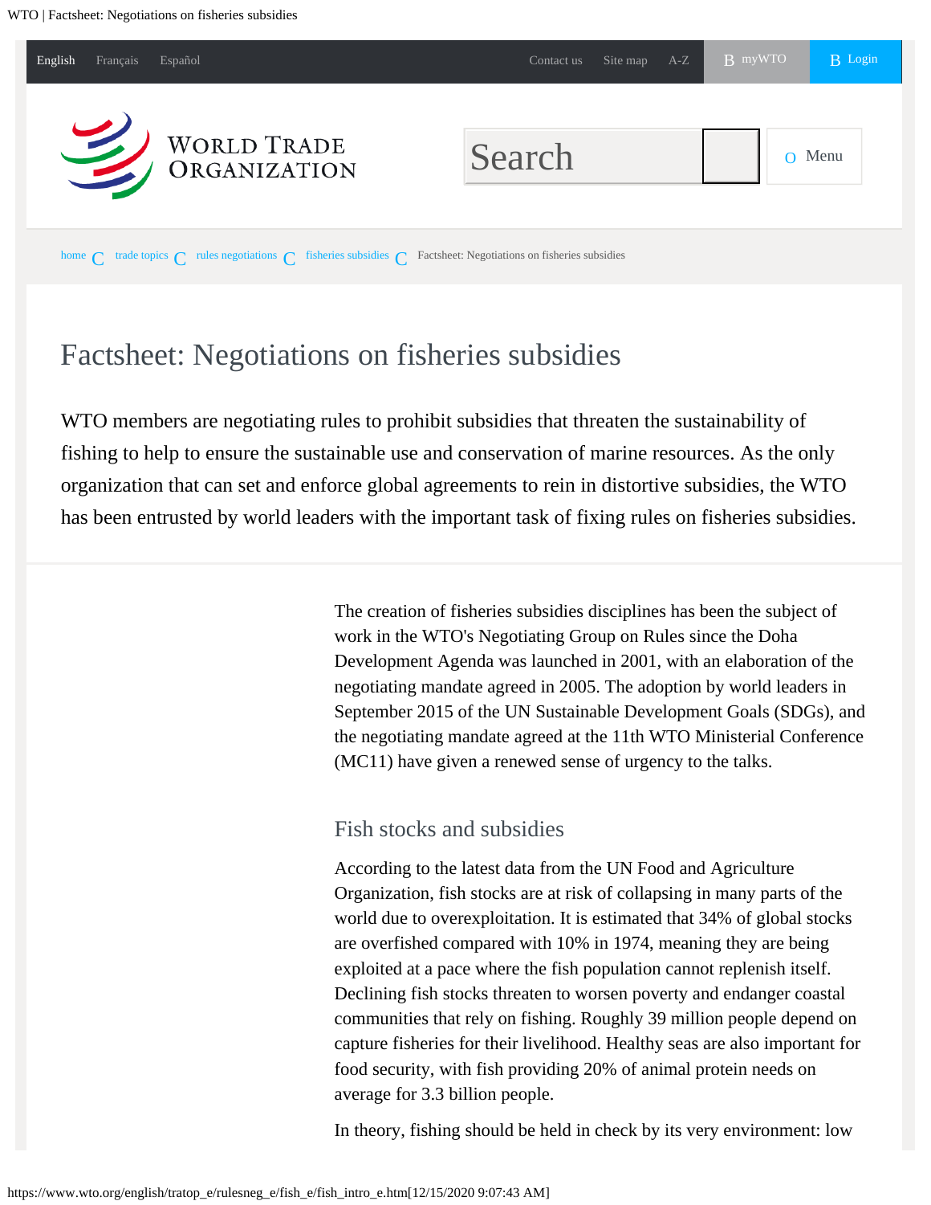# Factsheet: Negotiations on fisheries subsidies

WTO members are negotiating rules to prohibit subsidies that threaten the sustainability of fishing to help to ensure the sustainable use and conservation of marine resources. As the only organization that can set and enforce global agreements to rein in distortive subsidies, the WTO has been entrusted by world leaders with the important task of fixing rules on fisheries subsidies.

The creation of fisheries subsidies disciplines has been the subject of work in the WTO's Negotiating Group on Rules since the Doha Development Agenda was launched in 2001, with an elaboration of the negotiating mandate agreed in 2005. The adoption by world leaders in September 2015 of the UN Sustainable Development Goals (SDGs), and the negotiating mandate agreed at the 11th WTO Ministerial Conference (MC11) have given a renewed sense of urgency to the talks.

## Fish stocks and subsidies

According to the latest data from the UN Food and Agriculture Organization, fish stocks are at risk of collapsing in many parts of the world due to overexploitation. It is estimated that 34% of global stocks are overfished compared with 10% in 1974, meaning they are being exploited at a pace where the fish population cannot replenish itself. Declining fish stocks threaten to worsen poverty and endanger coastal communities that rely on fishing. Roughly 39 million people depend on capture fisheries for their livelihood. Healthy seas are also important for food security, with fish providing 20% of animal protein needs on average for 3.3 billion people.

In theory, fishing should be held in check by its very environment: low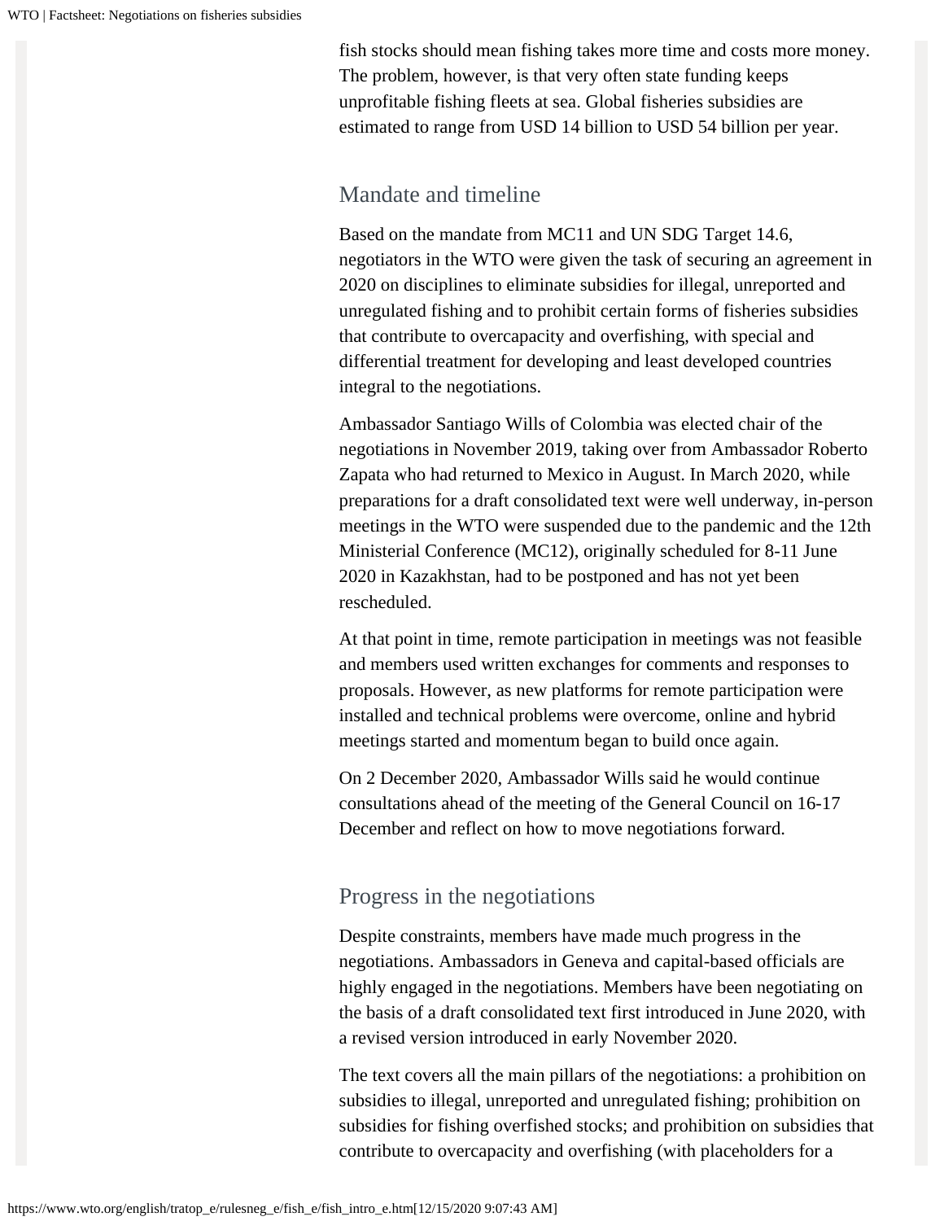fish stocks should mean fishing takes more time and costs more money. The problem, however, is that very often state funding keeps unprofitable fishing fleets at sea. Global fisheries subsidies are estimated to range from USD 14 billion to USD 54 billion per year.

## Mandate and timeline

Based on the mandate from MC11 and UN SDG Target 14.6, negotiators in the WTO were given the task of securing an agreement in 2020 on disciplines to eliminate subsidies for illegal, unreported and unregulated fishing and to prohibit certain forms of fisheries subsidies that contribute to overcapacity and overfishing, with special and differential treatment for developing and least developed countries integral to the negotiations.

Ambassador Santiago Wills of Colombia was elected chair of the negotiations in November 2019, taking over from Ambassador Roberto Zapata who had returned to Mexico in August. In March 2020, while preparations for a draft consolidated text were well underway, in-person meetings in the WTO were suspended due to the pandemic and the 12th Ministerial Conference (MC12), originally scheduled for 8-11 June 2020 in Kazakhstan, had to be postponed and has not yet been rescheduled.

At that point in time, remote participation in meetings was not feasible and members used written exchanges for comments and responses to proposals. However, as new platforms for remote participation were installed and technical problems were overcome, online and hybrid meetings started and momentum began to build once again.

On 2 December 2020, Ambassador Wills said he would continue consultations ahead of the meeting of the General Council on 16-17 December and reflect on how to move negotiations forward.

## Progress in the negotiations

Despite constraints, members have made much progress in the negotiations. Ambassadors in Geneva and capital-based officials are highly engaged in the negotiations. Members have been negotiating on the basis of a draft consolidated text first introduced in June 2020, with a revised version introduced in early November 2020.

The text covers all the main pillars of the negotiations: a prohibition on subsidies to illegal, unreported and unregulated fishing; prohibition on subsidies for fishing overfished stocks; and prohibition on subsidies that contribute to overcapacity and overfishing (with placeholders for a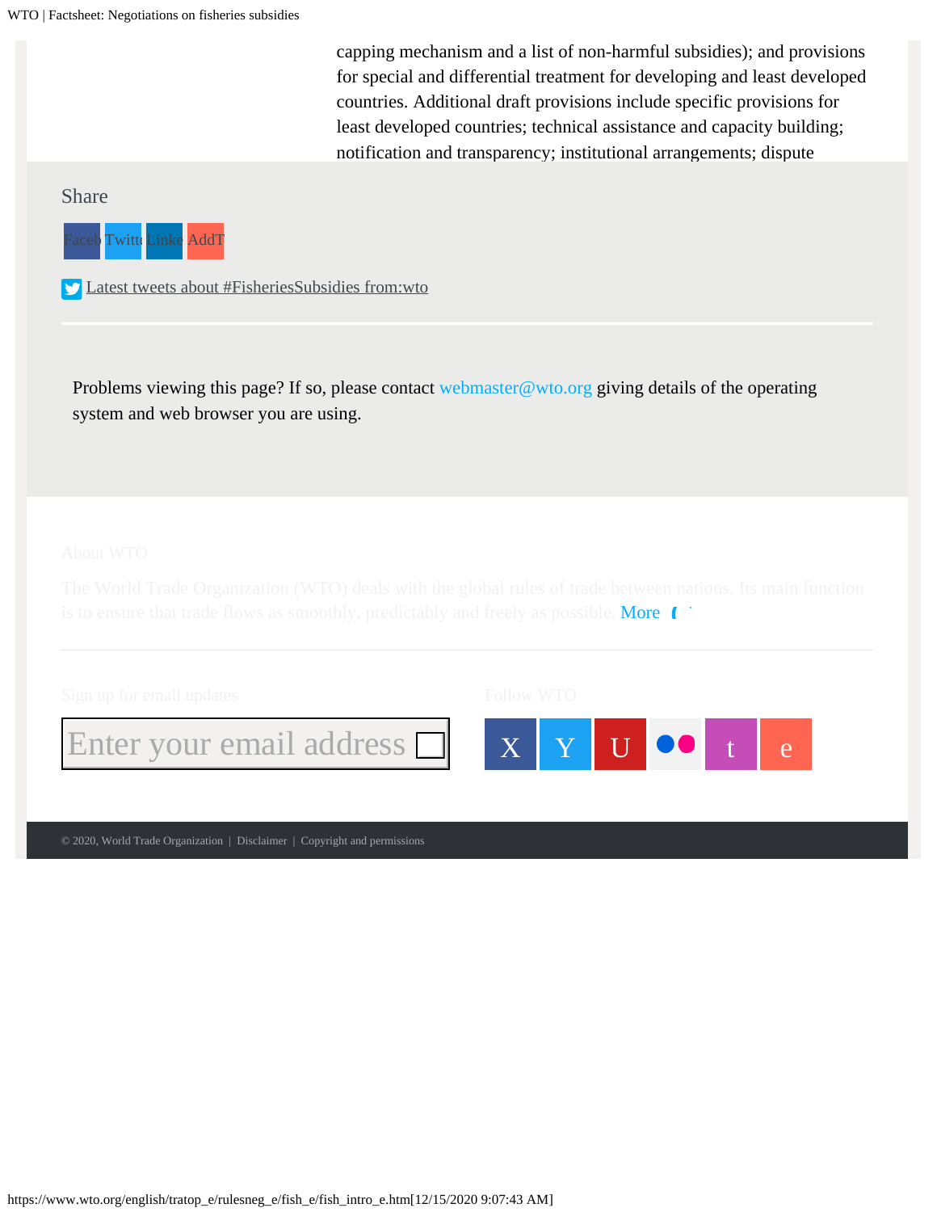capping mechanism and a list of non-harmful subsidies); and provisions for special and differential treatment for developing and least developed countries. Additional draft provisions include specific provisions for least developed countries; technical assistance and capacity building; notification and transparency; institutional arrangements; dispute

Share

Faceb Twitt Linke AddT

Latest tweets about #FisheriesSubsidies from:wto

---

Problems viewing this page? If so, please contact webmaster@wto.org giving details of the operating system and web browser you are using.

About WTO

The World Trade Organization (WTO) deals with the global rules of trade between nations. Its main function is to ensure that trade flows as smoothly, predictably and freely as possible. More

---

Sign up for email updates

Enter your email address

Follow WTO

© 2020, World Trade Organization | Disclaimer | Copyright and permissions